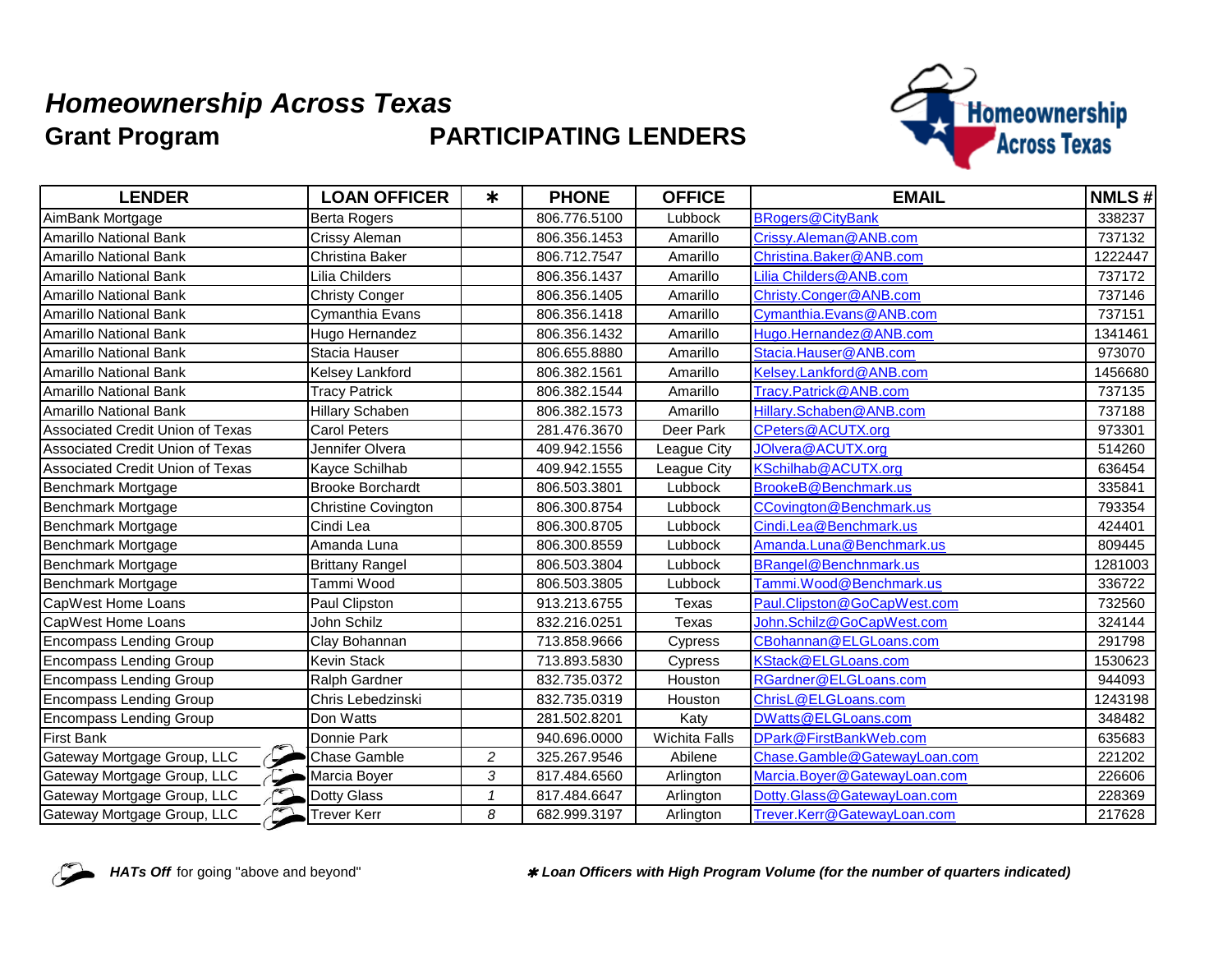# *Homeownership Across Texas*

## Grant Program PARTICIPATING LENDERS

| LENDER | LOAN OFFICER | ∗ | PHONE | OFFICE | EMAIL | NMLS # |
|---|---|---|---|---|---|---|
| AimBank Mortgage | Berta Rogers | | 806.776.5100 | Lubbock | BRogers@CityBank | 338237 |
| Amarillo National Bank | Crissy Aleman | | 806.356.1453 | Amarillo | Crissy.Aleman@ANB.com | 737132 |
| Amarillo National Bank | Christina Baker | | 806.712.7547 | Amarillo | Christina.Baker@ANB.com | 1222447 |
| Amarillo National Bank | Lilia Childers | | 806.356.1437 | Amarillo | Lilia Childers@ANB.com | 737172 |
| Amarillo National Bank | Christy Conger | | 806.356.1405 | Amarillo | Christy.Conger@ANB.com | 737146 |
| Amarillo National Bank | Cymanthia Evans | | 806.356.1418 | Amarillo | Cymanthia.Evans@ANB.com | 737151 |
| Amarillo National Bank | Hugo Hernandez | | 806.356.1432 | Amarillo | Hugo.Hernandez@ANB.com | 1341461 |
| Amarillo National Bank | Stacia Hauser | | 806.655.8880 | Amarillo | Stacia.Hauser@ANB.com | 973070 |
| Amarillo National Bank | Kelsey Lankford | | 806.382.1561 | Amarillo | Kelsey.Lankford@ANB.com | 1456680 |
| Amarillo National Bank | Tracy Patrick | | 806.382.1544 | Amarillo | Tracy.Patrick@ANB.com | 737135 |
| Amarillo National Bank | Hillary Schaben | | 806.382.1573 | Amarillo | Hillary.Schaben@ANB.com | 737188 |
| Associated Credit Union of Texas | Carol Peters | | 281.476.3670 | Deer Park | CPeters@ACUTX.org | 973301 |
| Associated Credit Union of Texas | Jennifer Olvera | | 409.942.1556 | League City | JOlvera@ACUTX.org | 514260 |
| Associated Credit Union of Texas | Kayce Schilhab | | 409.942.1555 | League City | KSchilhab@ACUTX.org | 636454 |
| Benchmark Mortgage | Brooke Borchardt | | 806.503.3801 | Lubbock | BrookeB@Benchmark.us | 335841 |
| Benchmark Mortgage | Christine Covington | | 806.300.8754 | Lubbock | CCovington@Benchmark.us | 793354 |
| Benchmark Mortgage | Cindi Lea | | 806.300.8705 | Lubbock | Cindi.Lea@Benchmark.us | 424401 |
| Benchmark Mortgage | Amanda Luna | | 806.300.8559 | Lubbock | Amanda.Luna@Benchmark.us | 809445 |
| Benchmark Mortgage | Brittany Rangel | | 806.503.3804 | Lubbock | BRangel@Benchnmark.us | 1281003 |
| Benchmark Mortgage | Tammi Wood | | 806.503.3805 | Lubbock | Tammi.Wood@Benchmark.us | 336722 |
| CapWest Home Loans | Paul Clipston | | 913.213.6755 | Texas | Paul.Clipston@GoCapWest.com | 732560 |
| CapWest Home Loans | John Schilz | | 832.216.0251 | Texas | John.Schilz@GoCapWest.com | 324144 |
| Encompass Lending Group | Clay Bohannan | | 713.858.9666 | Cypress | CBohannan@ELGLoans.com | 291798 |
| Encompass Lending Group | Kevin Stack | | 713.893.5830 | Cypress | KStack@ELGLoans.com | 1530623 |
| Encompass Lending Group | Ralph Gardner | | 832.735.0372 | Houston | RGardner@ELGLoans.com | 944093 |
| Encompass Lending Group | Chris Lebedzinski | | 832.735.0319 | Houston | ChrisL@ELGLoans.com | 1243198 |
| Encompass Lending Group | Don Watts | | 281.502.8201 | Katy | DWatts@ELGLoans.com | 348482 |
| First Bank | Donnie Park | | 940.696.0000 | Wichita Falls | DPark@FirstBankWeb.com | 635683 |
| Gateway Mortgage Group, LLC | Chase Gamble | *2* | 325.267.9546 | Abilene | Chase.Gamble@GatewayLoan.com | 221202 |
| Gateway Mortgage Group, LLC | Marcia Boyer | *3* | 817.484.6560 | Arlington | Marcia.Boyer@GatewayLoan.com | 226606 |
| Gateway Mortgage Group, LLC | Dotty Glass | *1* | 817.484.6647 | Arlington | Dotty.Glass@GatewayLoan.com | 228369 |
| Gateway Mortgage Group, LLC | Trever Kerr | *8* | 682.999.3197 | Arlington | Trever.Kerr@GatewayLoan.com | 217628 |

***HATs Off*** for going "above and beyond"

∗ ***Loan Officers with High Program Volume (for the number of quarters indicated)***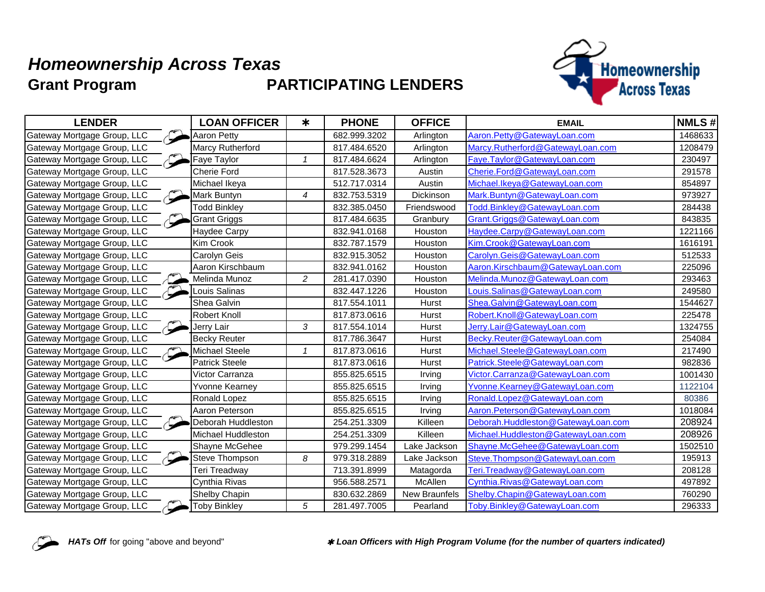# *Homeownership Across Texas*

## Grant Program PARTICIPATING LENDERS

| LENDER | LOAN OFFICER | ∗ | PHONE | OFFICE | EMAIL | NMLS # |
|---|---|---|---|---|---|---|
| Gateway Mortgage Group, LLC | Aaron Petty | | 682.999.3202 | Arlington | Aaron.Petty@GatewayLoan.com | 1468633 |
| Gateway Mortgage Group, LLC | Marcy Rutherford | | 817.484.6520 | Arlington | Marcy.Rutherford@GatewayLoan.com | 1208479 |
| Gateway Mortgage Group, LLC | Faye Taylor | *1* | 817.484.6624 | Arlington | Faye.Taylor@GatewayLoan.com | 230497 |
| Gateway Mortgage Group, LLC | Cherie Ford | | 817.528.3673 | Austin | Cherie.Ford@GatewayLoan.com | 291578 |
| Gateway Mortgage Group, LLC | Michael Ikeya | | 512.717.0314 | Austin | Michael.Ikeya@GatewayLoan.com | 854897 |
| Gateway Mortgage Group, LLC | Mark Buntyn | *4* | 832.753.5319 | Dickinson | Mark.Buntyn@GatewayLoan.com | 973927 |
| Gateway Mortgage Group, LLC | Todd Binkley | | 832.385.0450 | Friendswood | Todd.Binkley@GatewayLoan.com | 284438 |
| Gateway Mortgage Group, LLC | Grant Griggs | | 817.484.6635 | Granbury | Grant.Griggs@GatewayLoan.com | 843835 |
| Gateway Mortgage Group, LLC | Haydee Carpy | | 832.941.0168 | Houston | Haydee.Carpy@GatewayLoan.com | 1221166 |
| Gateway Mortgage Group, LLC | Kim Crook | | 832.787.1579 | Houston | Kim.Crook@GatewayLoan.com | 1616191 |
| Gateway Mortgage Group, LLC | Carolyn Geis | | 832.915.3052 | Houston | Carolyn.Geis@GatewayLoan.com | 512533 |
| Gateway Mortgage Group, LLC | Aaron Kirschbaum | | 832.941.0162 | Houston | Aaron.Kirschbaum@GatewayLoan.com | 225096 |
| Gateway Mortgage Group, LLC | Melinda Munoz | *2* | 281.417.0390 | Houston | Melinda.Munoz@GatewayLoan.com | 293463 |
| Gateway Mortgage Group, LLC | Louis Salinas | | 832.447.1226 | Houston | Louis.Salinas@GatewayLoan.com | 249580 |
| Gateway Mortgage Group, LLC | Shea Galvin | | 817.554.1011 | Hurst | Shea.Galvin@GatewayLoan.com | 1544627 |
| Gateway Mortgage Group, LLC | Robert Knoll | | 817.873.0616 | Hurst | Robert.Knoll@GatewayLoan.com | 225478 |
| Gateway Mortgage Group, LLC | Jerry Lair | *3* | 817.554.1014 | Hurst | Jerry.Lair@GatewayLoan.com | 1324755 |
| Gateway Mortgage Group, LLC | Becky Reuter | | 817.786.3647 | Hurst | Becky.Reuter@GatewayLoan.com | 254084 |
| Gateway Mortgage Group, LLC | Michael Steele | *1* | 817.873.0616 | Hurst | Michael.Steele@GatewayLoan.com | 217490 |
| Gateway Mortgage Group, LLC | Patrick Steele | | 817.873.0616 | Hurst | Patrick.Steele@GatewayLoan.com | 982836 |
| Gateway Mortgage Group, LLC | Victor Carranza | | 855.825.6515 | Irving | Victor.Carranza@GatewayLoan.com | 1001430 |
| Gateway Mortgage Group, LLC | Yvonne Kearney | | 855.825.6515 | Irving | Yvonne.Kearney@GatewayLoan.com | 1122104 |
| Gateway Mortgage Group, LLC | Ronald Lopez | | 855.825.6515 | Irving | Ronald.Lopez@GatewayLoan.com | 80386 |
| Gateway Mortgage Group, LLC | Aaron Peterson | | 855.825.6515 | Irving | Aaron.Peterson@GatewayLoan.com | 1018084 |
| Gateway Mortgage Group, LLC | Deborah Huddleston | | 254.251.3309 | Killeen | Deborah.Huddleston@GatewayLoan.com | 208924 |
| Gateway Mortgage Group, LLC | Michael Huddleston | | 254.251.3309 | Killeen | Michael.Huddleston@GatewayLoan.com | 208926 |
| Gateway Mortgage Group, LLC | Shayne McGehee | | 979.299.1454 | Lake Jackson | Shayne.McGehee@GatewayLoan.com | 1502510 |
| Gateway Mortgage Group, LLC | Steve Thompson | *8* | 979.318.2889 | Lake Jackson | Steve.Thompson@GatewayLoan.com | 195913 |
| Gateway Mortgage Group, LLC | Teri Treadway | | 713.391.8999 | Matagorda | Teri.Treadway@GatewayLoan.com | 208128 |
| Gateway Mortgage Group, LLC | Cynthia Rivas | | 956.588.2571 | McAllen | Cynthia.Rivas@GatewayLoan.com | 497892 |
| Gateway Mortgage Group, LLC | Shelby Chapin | | 830.632.2869 | New Braunfels | Shelby.Chapin@GatewayLoan.com | 760290 |
| Gateway Mortgage Group, LLC | Toby Binkley | *5* | 281.497.7005 | Pearland | Toby.Binkley@GatewayLoan.com | 296333 |

***HATs Off*** for going "above and beyond"

∗ ***Loan Officers with High Program Volume (for the number of quarters indicated)***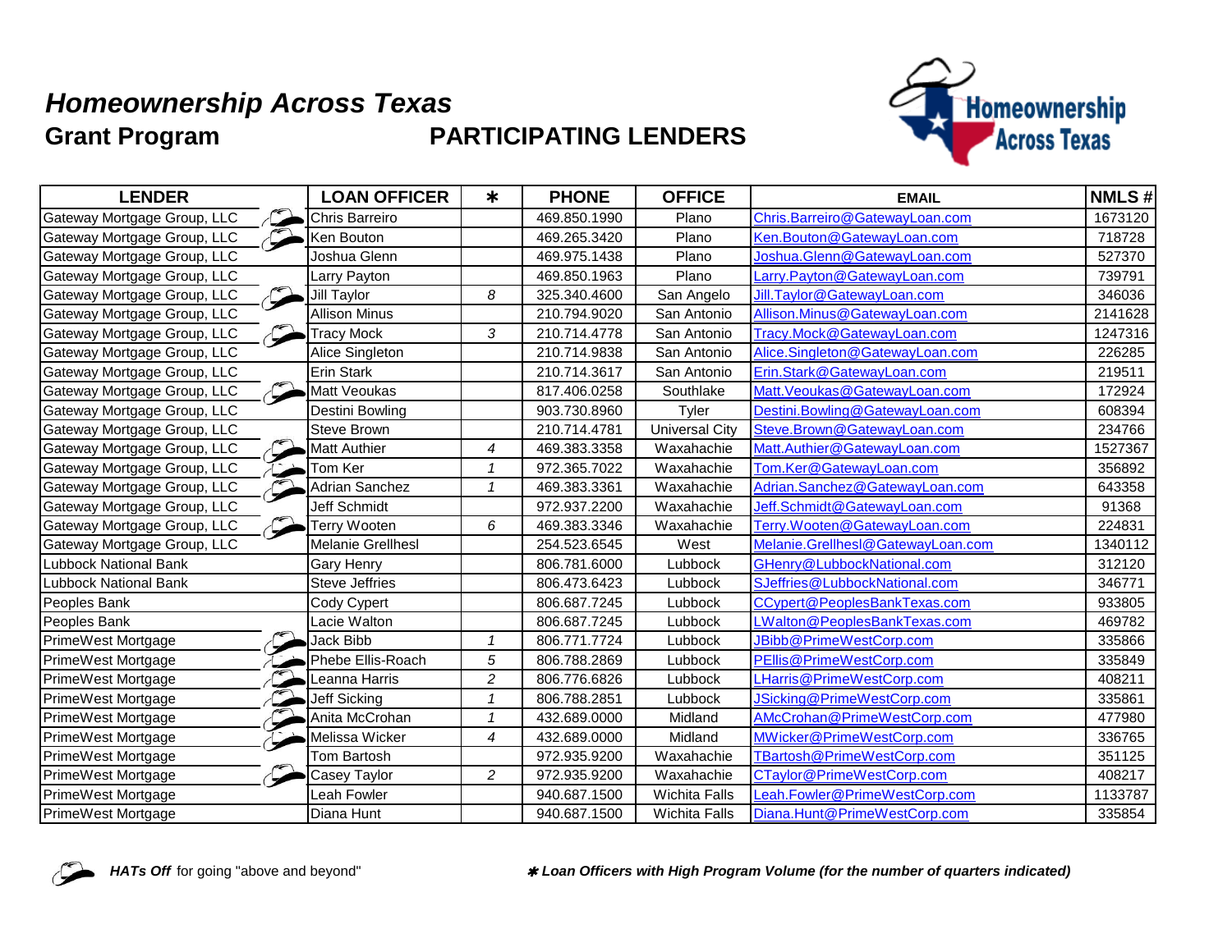# *Homeownership Across Texas*

## Grant Program PARTICIPATING LENDERS

| LENDER | LOAN OFFICER | ✱ | PHONE | OFFICE | EMAIL | NMLS # |
|---|---|---|---|---|---|---|
| Gateway Mortgage Group, LLC | Chris Barreiro | | 469.850.1990 | Plano | Chris.Barreiro@GatewayLoan.com | 1673120 |
| Gateway Mortgage Group, LLC | Ken Bouton | | 469.265.3420 | Plano | Ken.Bouton@GatewayLoan.com | 718728 |
| Gateway Mortgage Group, LLC | Joshua Glenn | | 469.975.1438 | Plano | Joshua.Glenn@GatewayLoan.com | 527370 |
| Gateway Mortgage Group, LLC | Larry Payton | | 469.850.1963 | Plano | Larry.Payton@GatewayLoan.com | 739791 |
| Gateway Mortgage Group, LLC | Jill Taylor | 8 | 325.340.4600 | San Angelo | Jill.Taylor@GatewayLoan.com | 346036 |
| Gateway Mortgage Group, LLC | Allison Minus | | 210.794.9020 | San Antonio | Allison.Minus@GatewayLoan.com | 2141628 |
| Gateway Mortgage Group, LLC | Tracy Mock | 3 | 210.714.4778 | San Antonio | Tracy.Mock@GatewayLoan.com | 1247316 |
| Gateway Mortgage Group, LLC | Alice Singleton | | 210.714.9838 | San Antonio | Alice.Singleton@GatewayLoan.com | 226285 |
| Gateway Mortgage Group, LLC | Erin Stark | | 210.714.3617 | San Antonio | Erin.Stark@GatewayLoan.com | 219511 |
| Gateway Mortgage Group, LLC | Matt Veoukas | | 817.406.0258 | Southlake | Matt.Veoukas@GatewayLoan.com | 172924 |
| Gateway Mortgage Group, LLC | Destini Bowling | | 903.730.8960 | Tyler | Destini.Bowling@GatewayLoan.com | 608394 |
| Gateway Mortgage Group, LLC | Steve Brown | | 210.714.4781 | Universal City | Steve.Brown@GatewayLoan.com | 234766 |
| Gateway Mortgage Group, LLC | Matt Authier | 4 | 469.383.3358 | Waxahachie | Matt.Authier@GatewayLoan.com | 1527367 |
| Gateway Mortgage Group, LLC | Tom Ker | 1 | 972.365.7022 | Waxahachie | Tom.Ker@GatewayLoan.com | 356892 |
| Gateway Mortgage Group, LLC | Adrian Sanchez | 1 | 469.383.3361 | Waxahachie | Adrian.Sanchez@GatewayLoan.com | 643358 |
| Gateway Mortgage Group, LLC | Jeff Schmidt | | 972.937.2200 | Waxahachie | Jeff.Schmidt@GatewayLoan.com | 91368 |
| Gateway Mortgage Group, LLC | Terry Wooten | 6 | 469.383.3346 | Waxahachie | Terry.Wooten@GatewayLoan.com | 224831 |
| Gateway Mortgage Group, LLC | Melanie Grellhesl | | 254.523.6545 | West | Melanie.Grellhesl@GatewayLoan.com | 1340112 |
| Lubbock National Bank | Gary Henry | | 806.781.6000 | Lubbock | GHenry@LubbockNational.com | 312120 |
| Lubbock National Bank | Steve Jeffries | | 806.473.6423 | Lubbock | SJeffries@LubbockNational.com | 346771 |
| Peoples Bank | Cody Cypert | | 806.687.7245 | Lubbock | CCypert@PeoplesBankTexas.com | 933805 |
| Peoples Bank | Lacie Walton | | 806.687.7245 | Lubbock | LWalton@PeoplesBankTexas.com | 469782 |
| PrimeWest Mortgage | Jack Bibb | 1 | 806.771.7724 | Lubbock | JBibb@PrimeWestCorp.com | 335866 |
| PrimeWest Mortgage | Phebe Ellis-Roach | 5 | 806.788.2869 | Lubbock | PEllis@PrimeWestCorp.com | 335849 |
| PrimeWest Mortgage | Leanna Harris | 2 | 806.776.6826 | Lubbock | LHarris@PrimeWestCorp.com | 408211 |
| PrimeWest Mortgage | Jeff Sicking | 1 | 806.788.2851 | Lubbock | JSicking@PrimeWestCorp.com | 335861 |
| PrimeWest Mortgage | Anita McCrohan | 1 | 432.689.0000 | Midland | AMcCrohan@PrimeWestCorp.com | 477980 |
| PrimeWest Mortgage | Melissa Wicker | 4 | 432.689.0000 | Midland | MWicker@PrimeWestCorp.com | 336765 |
| PrimeWest Mortgage | Tom Bartosh | | 972.935.9200 | Waxahachie | TBartosh@PrimeWestCorp.com | 351125 |
| PrimeWest Mortgage | Casey Taylor | 2 | 972.935.9200 | Waxahachie | CTaylor@PrimeWestCorp.com | 408217 |
| PrimeWest Mortgage | Leah Fowler | | 940.687.1500 | Wichita Falls | Leah.Fowler@PrimeWestCorp.com | 1133787 |
| PrimeWest Mortgage | Diana Hunt | | 940.687.1500 | Wichita Falls | Diana.Hunt@PrimeWestCorp.com | 335854 |

***HATs Off*** for going "above and beyond"

✱ ***Loan Officers with High Program Volume (for the number of quarters indicated)***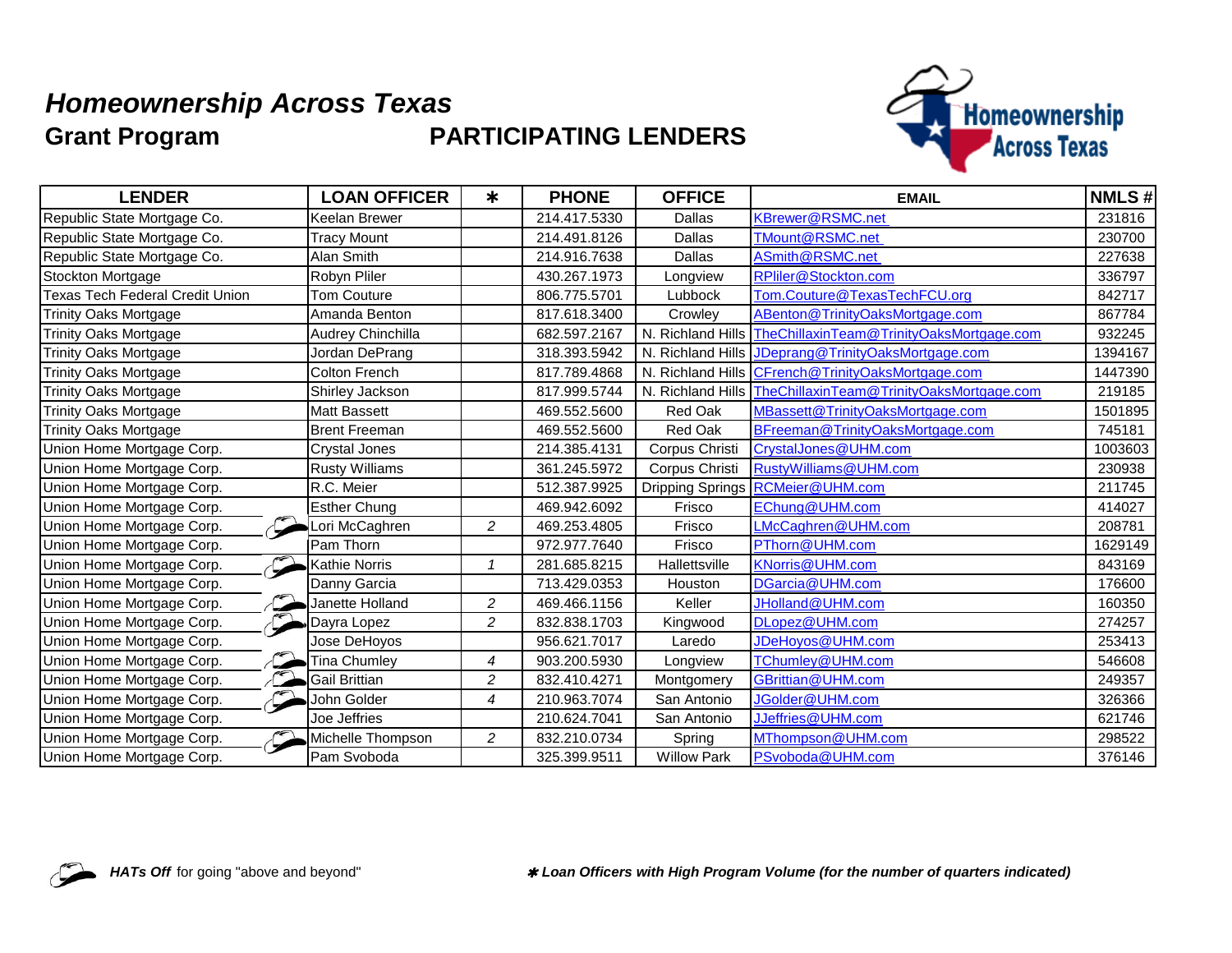# *Homeownership Across Texas*

## Grant Program — PARTICIPATING LENDERS

| LENDER | LOAN OFFICER | ∗ | PHONE | OFFICE | EMAIL | NMLS # |
|---|---|---|---|---|---|---|
| Republic State Mortgage Co. | Keelan Brewer | | 214.417.5330 | Dallas | KBrewer@RSMC.net | 231816 |
| Republic State Mortgage Co. | Tracy Mount | | 214.491.8126 | Dallas | TMount@RSMC.net | 230700 |
| Republic State Mortgage Co. | Alan Smith | | 214.916.7638 | Dallas | ASmith@RSMC.net | 227638 |
| Stockton Mortgage | Robyn Pliler | | 430.267.1973 | Longview | RPliler@Stockton.com | 336797 |
| Texas Tech Federal Credit Union | Tom Couture | | 806.775.5701 | Lubbock | Tom.Couture@TexasTechFCU.org | 842717 |
| Trinity Oaks Mortgage | Amanda Benton | | 817.618.3400 | Crowley | ABenton@TrinityOaksMortgage.com | 867784 |
| Trinity Oaks Mortgage | Audrey Chinchilla | | 682.597.2167 | N. Richland Hills | TheChillaxinTeam@TrinityOaksMortgage.com | 932245 |
| Trinity Oaks Mortgage | Jordan DePrang | | 318.393.5942 | N. Richland Hills | JDeprang@TrinityOaksMortgage.com | 1394167 |
| Trinity Oaks Mortgage | Colton French | | 817.789.4868 | N. Richland Hills | CFrench@TrinityOaksMortgage.com | 1447390 |
| Trinity Oaks Mortgage | Shirley Jackson | | 817.999.5744 | N. Richland Hills | TheChillaxinTeam@TrinityOaksMortgage.com | 219185 |
| Trinity Oaks Mortgage | Matt Bassett | | 469.552.5600 | Red Oak | MBassett@TrinityOaksMortgage.com | 1501895 |
| Trinity Oaks Mortgage | Brent Freeman | | 469.552.5600 | Red Oak | BFreeman@TrinityOaksMortgage.com | 745181 |
| Union Home Mortgage Corp. | Crystal Jones | | 214.385.4131 | Corpus Christi | CrystalJones@UHM.com | 1003603 |
| Union Home Mortgage Corp. | Rusty Williams | | 361.245.5972 | Corpus Christi | RustyWilliams@UHM.com | 230938 |
| Union Home Mortgage Corp. | R.C. Meier | | 512.387.9925 | Dripping Springs | RCMeier@UHM.com | 211745 |
| Union Home Mortgage Corp. | Esther Chung | | 469.942.6092 | Frisco | EChung@UHM.com | 414027 |
| Union Home Mortgage Corp. (HATs Off) | Lori McCaghren | 2 | 469.253.4805 | Frisco | LMcCaghren@UHM.com | 208781 |
| Union Home Mortgage Corp. | Pam Thorn | | 972.977.7640 | Frisco | PThorn@UHM.com | 1629149 |
| Union Home Mortgage Corp. (HATs Off) | Kathie Norris | 1 | 281.685.8215 | Hallettsville | KNorris@UHM.com | 843169 |
| Union Home Mortgage Corp. | Danny Garcia | | 713.429.0353 | Houston | DGarcia@UHM.com | 176600 |
| Union Home Mortgage Corp. (HATs Off) | Janette Holland | 2 | 469.466.1156 | Keller | JHolland@UHM.com | 160350 |
| Union Home Mortgage Corp. (HATs Off) | Dayra Lopez | 2 | 832.838.1703 | Kingwood | DLopez@UHM.com | 274257 |
| Union Home Mortgage Corp. | Jose DeHoyos | | 956.621.7017 | Laredo | JDeHoyos@UHM.com | 253413 |
| Union Home Mortgage Corp. (HATs Off) | Tina Chumley | 4 | 903.200.5930 | Longview | TChumley@UHM.com | 546608 |
| Union Home Mortgage Corp. (HATs Off) | Gail Brittian | 2 | 832.410.4271 | Montgomery | GBrittian@UHM.com | 249357 |
| Union Home Mortgage Corp. (HATs Off) | John Golder | 4 | 210.963.7074 | San Antonio | JGolder@UHM.com | 326366 |
| Union Home Mortgage Corp. | Joe Jeffries | | 210.624.7041 | San Antonio | JJeffries@UHM.com | 621746 |
| Union Home Mortgage Corp. (HATs Off) | Michelle Thompson | 2 | 832.210.0734 | Spring | MThompson@UHM.com | 298522 |
| Union Home Mortgage Corp. | Pam Svoboda | | 325.399.9511 | Willow Park | PSvoboda@UHM.com | 376146 |

***HATs Off*** for going "above and beyond"

∗ ***Loan Officers with High Program Volume (for the number of quarters indicated)***